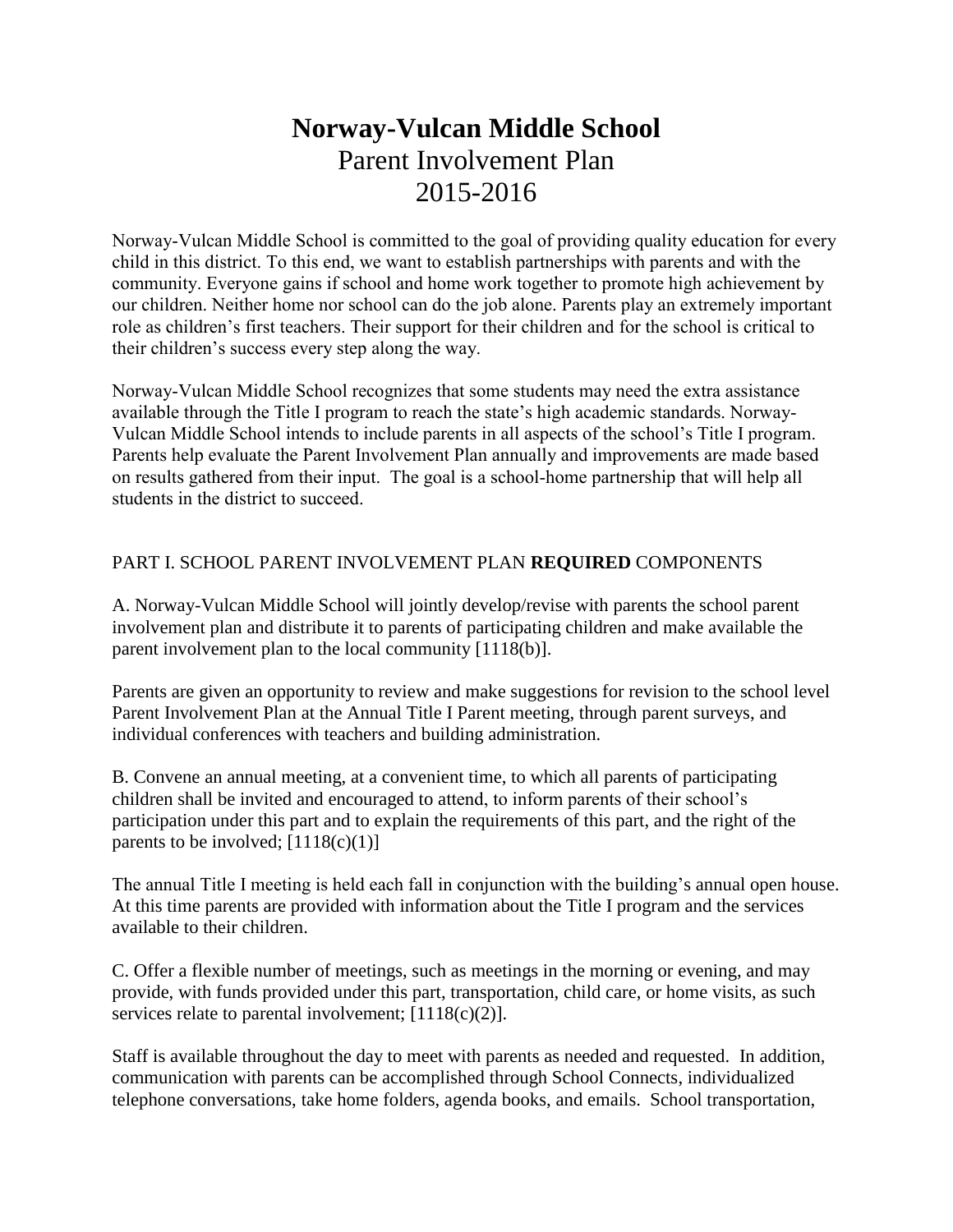# Norway-Vulcan Middle School

## Parent Involvement Plan
## 2015-2016

Norway-Vulcan Middle School is committed to the goal of providing quality education for every child in this district. To this end, we want to establish partnerships with parents and with the community. Everyone gains if school and home work together to promote high achievement by our children. Neither home nor school can do the job alone. Parents play an extremely important role as children's first teachers. Their support for their children and for the school is critical to their children's success every step along the way.

Norway-Vulcan Middle School recognizes that some students may need the extra assistance available through the Title I program to reach the state's high academic standards. Norway-Vulcan Middle School intends to include parents in all aspects of the school's Title I program. Parents help evaluate the Parent Involvement Plan annually and improvements are made based on results gathered from their input. The goal is a school-home partnership that will help all students in the district to succeed.

PART I. SCHOOL PARENT INVOLVEMENT PLAN **REQUIRED** COMPONENTS

A. Norway-Vulcan Middle School will jointly develop/revise with parents the school parent involvement plan and distribute it to parents of participating children and make available the parent involvement plan to the local community [1118(b)].

Parents are given an opportunity to review and make suggestions for revision to the school level Parent Involvement Plan at the Annual Title I Parent meeting, through parent surveys, and individual conferences with teachers and building administration.

B. Convene an annual meeting, at a convenient time, to which all parents of participating children shall be invited and encouraged to attend, to inform parents of their school's participation under this part and to explain the requirements of this part, and the right of the parents to be involved; [1118(c)(1)]

The annual Title I meeting is held each fall in conjunction with the building's annual open house. At this time parents are provided with information about the Title I program and the services available to their children.

C. Offer a flexible number of meetings, such as meetings in the morning or evening, and may provide, with funds provided under this part, transportation, child care, or home visits, as such services relate to parental involvement; [1118(c)(2)].

Staff is available throughout the day to meet with parents as needed and requested. In addition, communication with parents can be accomplished through School Connects, individualized telephone conversations, take home folders, agenda books, and emails. School transportation,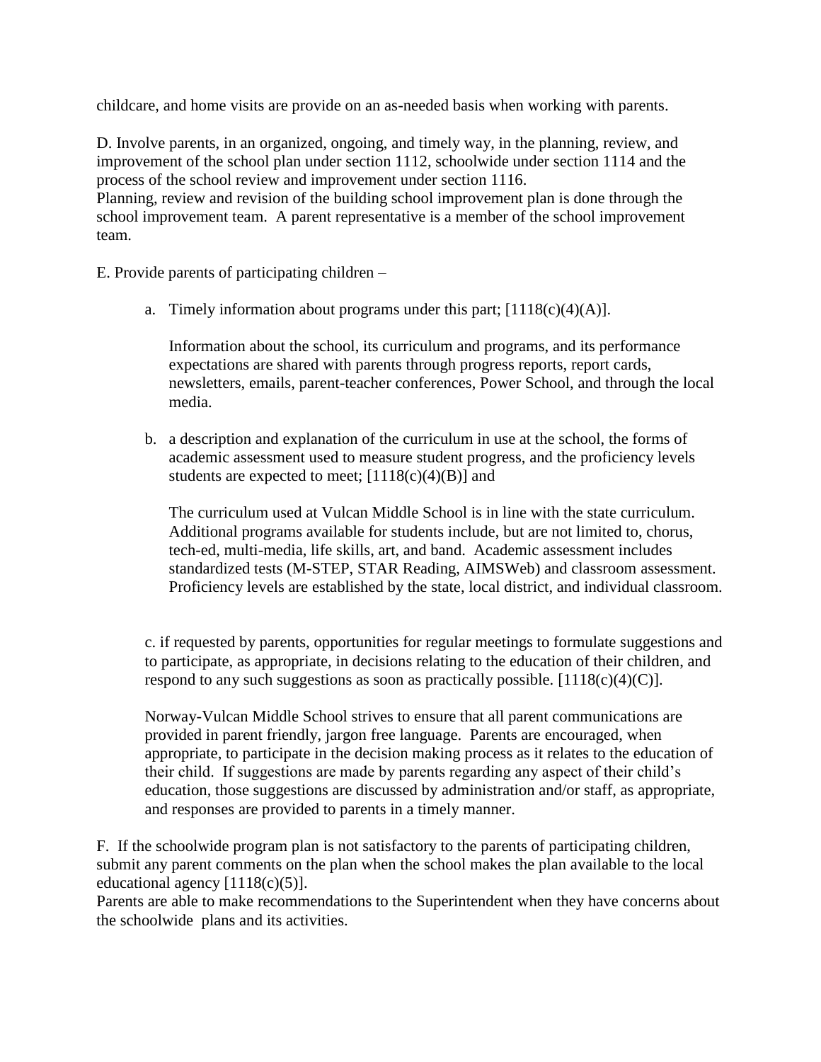childcare, and home visits are provide on an as-needed basis when working with parents.

D. Involve parents, in an organized, ongoing, and timely way, in the planning, review, and improvement of the school plan under section 1112, schoolwide under section 1114 and the process of the school review and improvement under section 1116.
Planning, review and revision of the building school improvement plan is done through the school improvement team. A parent representative is a member of the school improvement team.

E. Provide parents of participating children –

a. Timely information about programs under this part; [1118(c)(4)(A)].

   Information about the school, its curriculum and programs, and its performance expectations are shared with parents through progress reports, report cards, newsletters, emails, parent-teacher conferences, Power School, and through the local media.

b. a description and explanation of the curriculum in use at the school, the forms of academic assessment used to measure student progress, and the proficiency levels students are expected to meet; [1118(c)(4)(B)] and

   The curriculum used at Vulcan Middle School is in line with the state curriculum. Additional programs available for students include, but are not limited to, chorus, tech-ed, multi-media, life skills, art, and band. Academic assessment includes standardized tests (M-STEP, STAR Reading, AIMSWeb) and classroom assessment. Proficiency levels are established by the state, local district, and individual classroom.

c. if requested by parents, opportunities for regular meetings to formulate suggestions and to participate, as appropriate, in decisions relating to the education of their children, and respond to any such suggestions as soon as practically possible. [1118(c)(4)(C)].

   Norway-Vulcan Middle School strives to ensure that all parent communications are provided in parent friendly, jargon free language. Parents are encouraged, when appropriate, to participate in the decision making process as it relates to the education of their child. If suggestions are made by parents regarding any aspect of their child's education, those suggestions are discussed by administration and/or staff, as appropriate, and responses are provided to parents in a timely manner.

F. If the schoolwide program plan is not satisfactory to the parents of participating children, submit any parent comments on the plan when the school makes the plan available to the local educational agency [1118(c)(5)].
Parents are able to make recommendations to the Superintendent when they have concerns about the schoolwide plans and its activities.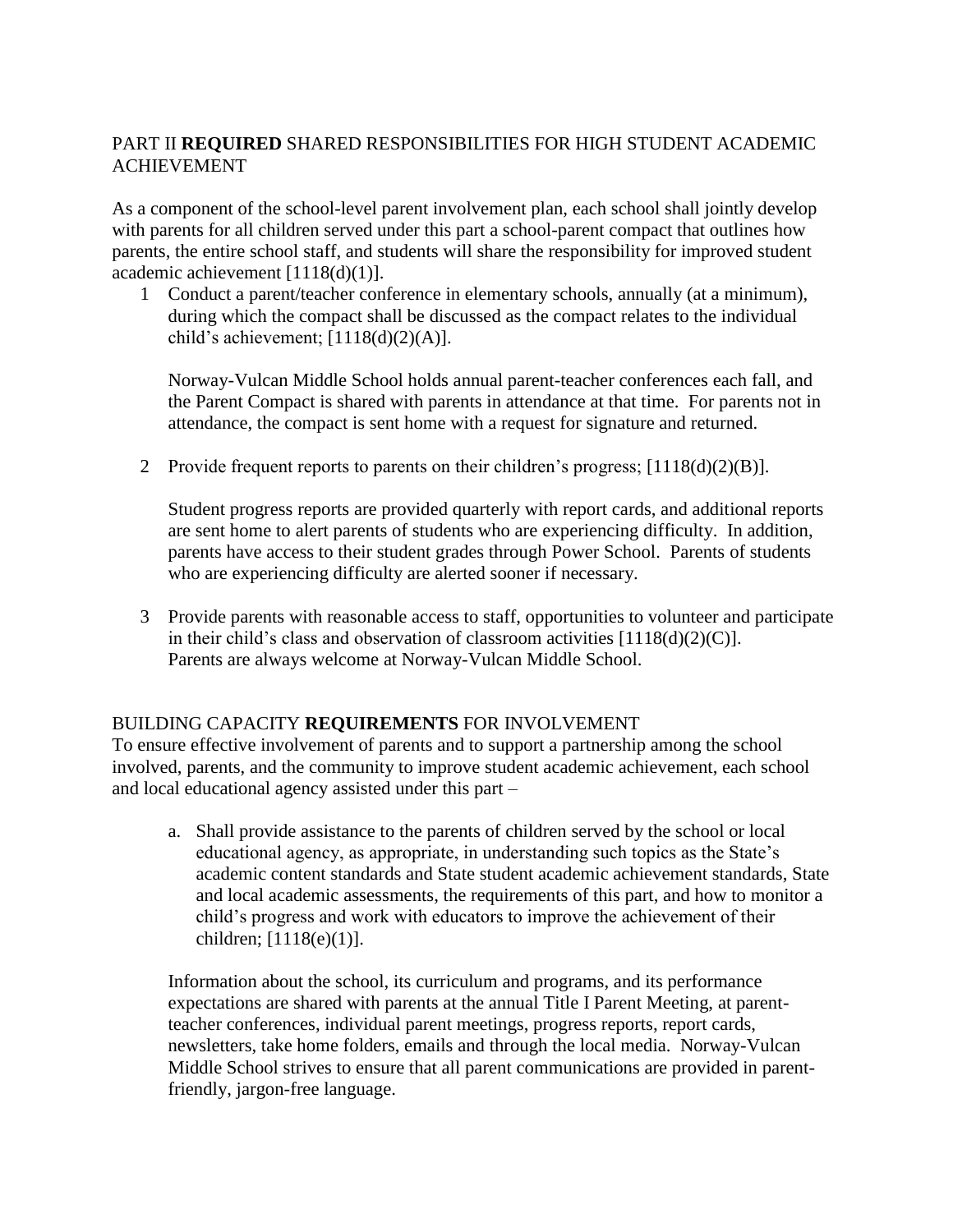## PART II **REQUIRED** SHARED RESPONSIBILITIES FOR HIGH STUDENT ACADEMIC ACHIEVEMENT

As a component of the school-level parent involvement plan, each school shall jointly develop with parents for all children served under this part a school-parent compact that outlines how parents, the entire school staff, and students will share the responsibility for improved student academic achievement [1118(d)(1)].

1. Conduct a parent/teacher conference in elementary schools, annually (at a minimum), during which the compact shall be discussed as the compact relates to the individual child's achievement; [1118(d)(2)(A)].

   Norway-Vulcan Middle School holds annual parent-teacher conferences each fall, and the Parent Compact is shared with parents in attendance at that time. For parents not in attendance, the compact is sent home with a request for signature and returned.

2. Provide frequent reports to parents on their children's progress; [1118(d)(2)(B)].

   Student progress reports are provided quarterly with report cards, and additional reports are sent home to alert parents of students who are experiencing difficulty. In addition, parents have access to their student grades through Power School. Parents of students who are experiencing difficulty are alerted sooner if necessary.

3. Provide parents with reasonable access to staff, opportunities to volunteer and participate in their child's class and observation of classroom activities [1118(d)(2)(C)].
   Parents are always welcome at Norway-Vulcan Middle School.

## BUILDING CAPACITY **REQUIREMENTS** FOR INVOLVEMENT

To ensure effective involvement of parents and to support a partnership among the school involved, parents, and the community to improve student academic achievement, each school and local educational agency assisted under this part –

a. Shall provide assistance to the parents of children served by the school or local educational agency, as appropriate, in understanding such topics as the State's academic content standards and State student academic achievement standards, State and local academic assessments, the requirements of this part, and how to monitor a child's progress and work with educators to improve the achievement of their children; [1118(e)(1)].

   Information about the school, its curriculum and programs, and its performance expectations are shared with parents at the annual Title I Parent Meeting, at parent-teacher conferences, individual parent meetings, progress reports, report cards, newsletters, take home folders, emails and through the local media. Norway-Vulcan Middle School strives to ensure that all parent communications are provided in parent-friendly, jargon-free language.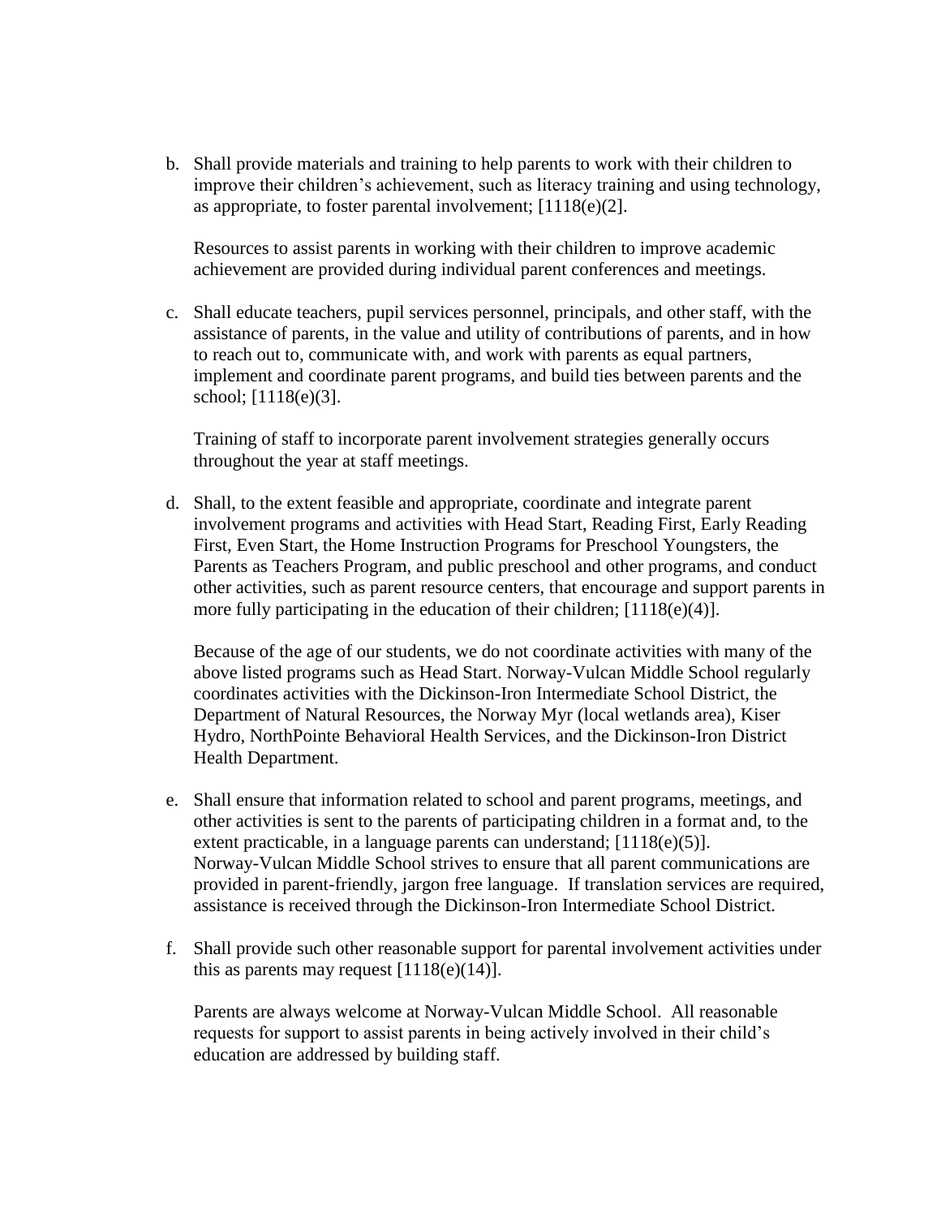b. Shall provide materials and training to help parents to work with their children to improve their children's achievement, such as literacy training and using technology, as appropriate, to foster parental involvement; [1118(e)(2].

   Resources to assist parents in working with their children to improve academic achievement are provided during individual parent conferences and meetings.

c. Shall educate teachers, pupil services personnel, principals, and other staff, with the assistance of parents, in the value and utility of contributions of parents, and in how to reach out to, communicate with, and work with parents as equal partners, implement and coordinate parent programs, and build ties between parents and the school; [1118(e)(3].

   Training of staff to incorporate parent involvement strategies generally occurs throughout the year at staff meetings.

d. Shall, to the extent feasible and appropriate, coordinate and integrate parent involvement programs and activities with Head Start, Reading First, Early Reading First, Even Start, the Home Instruction Programs for Preschool Youngsters, the Parents as Teachers Program, and public preschool and other programs, and conduct other activities, such as parent resource centers, that encourage and support parents in more fully participating in the education of their children; [1118(e)(4)].

   Because of the age of our students, we do not coordinate activities with many of the above listed programs such as Head Start. Norway-Vulcan Middle School regularly coordinates activities with the Dickinson-Iron Intermediate School District, the Department of Natural Resources, the Norway Myr (local wetlands area), Kiser Hydro, NorthPointe Behavioral Health Services, and the Dickinson-Iron District Health Department.

e. Shall ensure that information related to school and parent programs, meetings, and other activities is sent to the parents of participating children in a format and, to the extent practicable, in a language parents can understand; [1118(e)(5)]. Norway-Vulcan Middle School strives to ensure that all parent communications are provided in parent-friendly, jargon free language. If translation services are required, assistance is received through the Dickinson-Iron Intermediate School District.

f. Shall provide such other reasonable support for parental involvement activities under this as parents may request [1118(e)(14)].

   Parents are always welcome at Norway-Vulcan Middle School. All reasonable requests for support to assist parents in being actively involved in their child's education are addressed by building staff.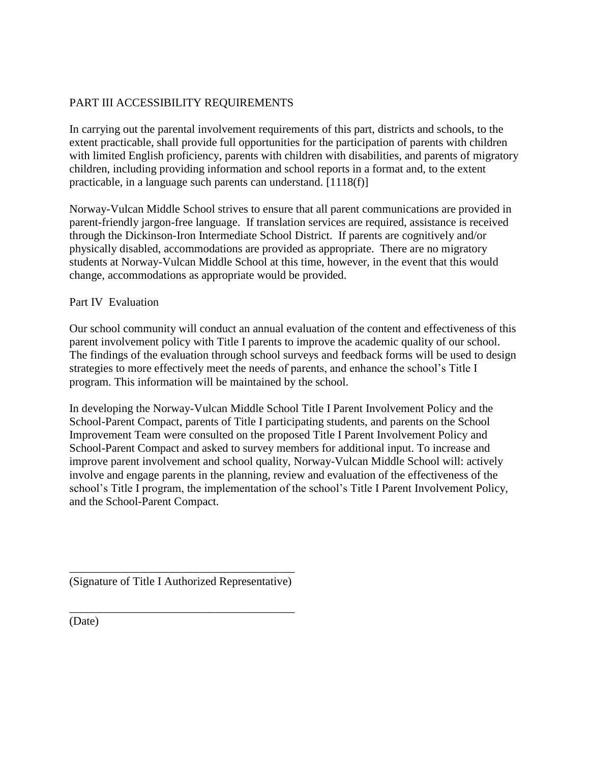## PART III ACCESSIBILITY REQUIREMENTS

In carrying out the parental involvement requirements of this part, districts and schools, to the extent practicable, shall provide full opportunities for the participation of parents with children with limited English proficiency, parents with children with disabilities, and parents of migratory children, including providing information and school reports in a format and, to the extent practicable, in a language such parents can understand. [1118(f)]

Norway-Vulcan Middle School strives to ensure that all parent communications are provided in parent-friendly jargon-free language. If translation services are required, assistance is received through the Dickinson-Iron Intermediate School District. If parents are cognitively and/or physically disabled, accommodations are provided as appropriate. There are no migratory students at Norway-Vulcan Middle School at this time, however, in the event that this would change, accommodations as appropriate would be provided.

## Part IV Evaluation

Our school community will conduct an annual evaluation of the content and effectiveness of this parent involvement policy with Title I parents to improve the academic quality of our school. The findings of the evaluation through school surveys and feedback forms will be used to design strategies to more effectively meet the needs of parents, and enhance the school's Title I program. This information will be maintained by the school.

In developing the Norway-Vulcan Middle School Title I Parent Involvement Policy and the School-Parent Compact, parents of Title I participating students, and parents on the School Improvement Team were consulted on the proposed Title I Parent Involvement Policy and School-Parent Compact and asked to survey members for additional input. To increase and improve parent involvement and school quality, Norway-Vulcan Middle School will: actively involve and engage parents in the planning, review and evaluation of the effectiveness of the school's Title I program, the implementation of the school's Title I Parent Involvement Policy, and the School-Parent Compact.

\_\_\_\_\_\_\_\_\_\_\_\_\_\_\_\_\_\_\_\_\_\_\_\_\_\_\_\_\_\_\_\_\_\_\_\_\_\_\_
(Signature of Title I Authorized Representative)

\_\_\_\_\_\_\_\_\_\_\_\_\_\_\_\_\_\_\_\_\_\_\_\_\_\_\_\_\_\_\_\_\_\_\_\_\_\_\_
(Date)